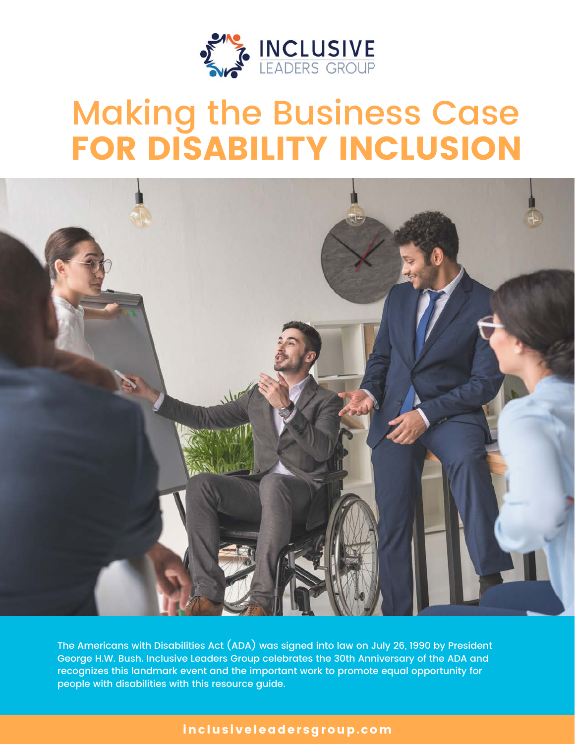INCLUSIVE LEADERS GROUP

# Making the Business Case FOR DISABILITY INCLUSION

The Americans with Disabilities Act (ADA) was signed into law on July 26, 1990 by President George H.W. Bush. Inclusive Leaders Group celebrates the 30th Anniversary of the ADA and recognizes this landmark event and the important work to promote equal opportunity for people with disabilities with this resource guide.

inclusiveleadersgroup.com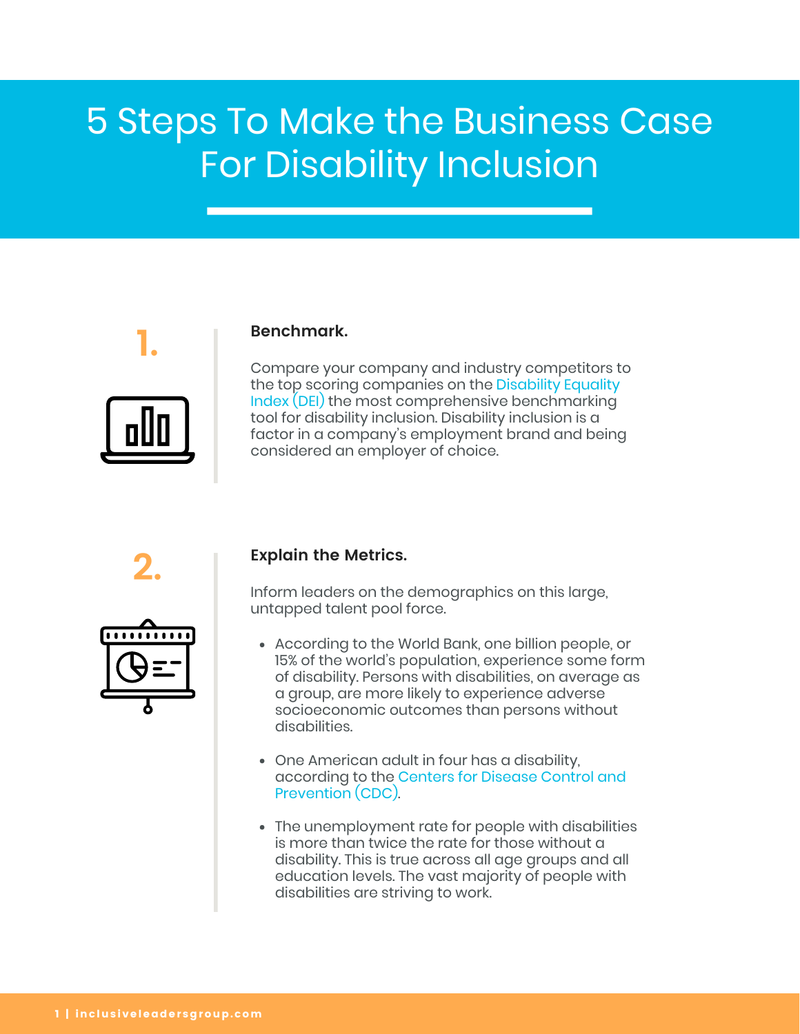# 5 Steps To Make the Business Case For Disability Inclusion

## 1. Benchmark.

Compare your company and industry competitors to the top scoring companies on the Disability Equality Index (DEI) the most comprehensive benchmarking tool for disability inclusion. Disability inclusion is a factor in a company's employment brand and being considered an employer of choice.

## 2. Explain the Metrics.

Inform leaders on the demographics on this large, untapped talent pool force.

- According to the World Bank, one billion people, or 15% of the world's population, experience some form of disability. Persons with disabilities, on average as a group, are more likely to experience adverse socioeconomic outcomes than persons without disabilities.
- One American adult in four has a disability, according to the Centers for Disease Control and Prevention (CDC).
- The unemployment rate for people with disabilities is more than twice the rate for those without a disability. This is true across all age groups and all education levels. The vast majority of people with disabilities are striving to work.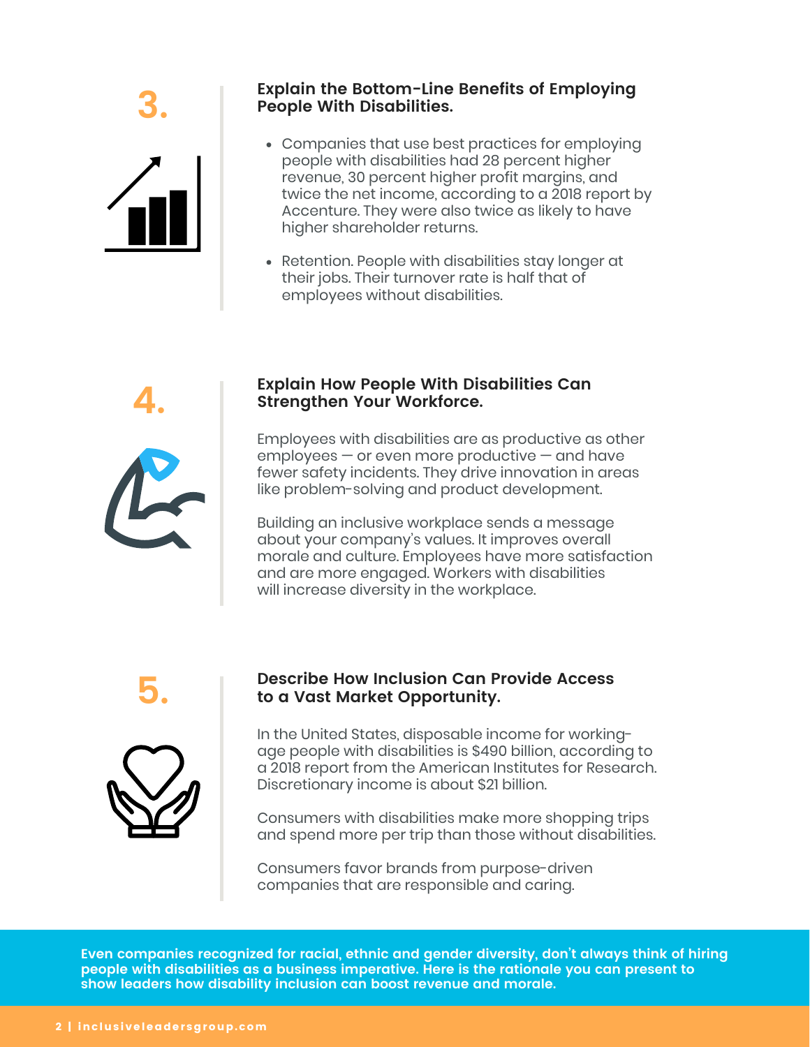## 3. Explain the Bottom-Line Benefits of Employing People With Disabilities.

- Companies that use best practices for employing people with disabilities had 28 percent higher revenue, 30 percent higher profit margins, and twice the net income, according to a 2018 report by Accenture. They were also twice as likely to have higher shareholder returns.
- Retention. People with disabilities stay longer at their jobs. Their turnover rate is half that of employees without disabilities.

## 4. Explain How People With Disabilities Can Strengthen Your Workforce.

Employees with disabilities are as productive as other employees — or even more productive — and have fewer safety incidents. They drive innovation in areas like problem-solving and product development.

Building an inclusive workplace sends a message about your company's values. It improves overall morale and culture. Employees have more satisfaction and are more engaged. Workers with disabilities will increase diversity in the workplace.

## 5. Describe How Inclusion Can Provide Access to a Vast Market Opportunity.

In the United States, disposable income for working-age people with disabilities is $490 billion, according to a 2018 report from the American Institutes for Research. Discretionary income is about $21 billion.

Consumers with disabilities make more shopping trips and spend more per trip than those without disabilities.

Consumers favor brands from purpose-driven companies that are responsible and caring.

**Even companies recognized for racial, ethnic and gender diversity, don't always think of hiring people with disabilities as a business imperative. Here is the rationale you can present to show leaders how disability inclusion can boost revenue and morale.**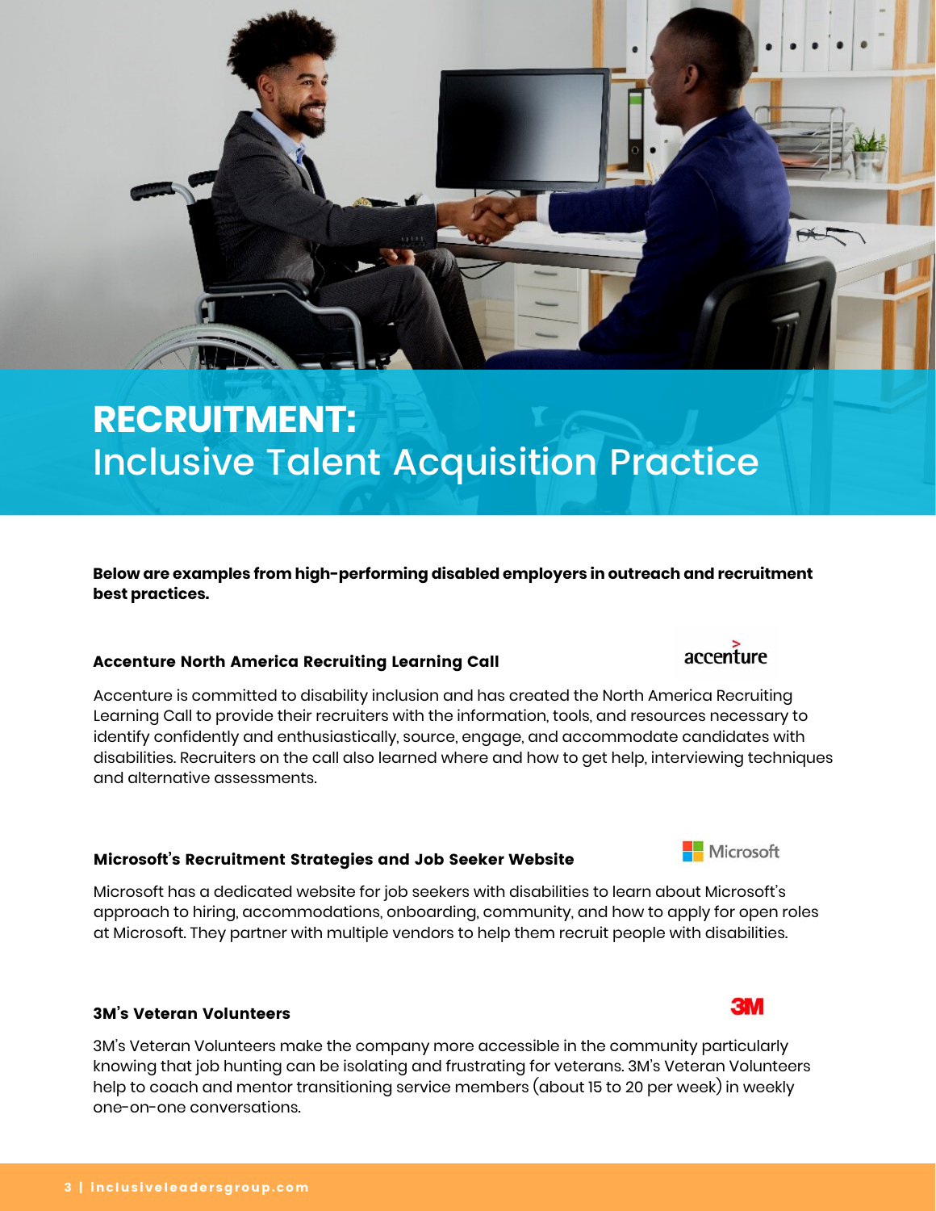# RECRUITMENT:
## Inclusive Talent Acquisition Practice

**Below are examples from high-performing disabled employers in outreach and recruitment best practices.**

### Accenture North America Recruiting Learning Call

Accenture is committed to disability inclusion and has created the North America Recruiting Learning Call to provide their recruiters with the information, tools, and resources necessary to identify confidently and enthusiastically, source, engage, and accommodate candidates with disabilities. Recruiters on the call also learned where and how to get help, interviewing techniques and alternative assessments.

### Microsoft's Recruitment Strategies and Job Seeker Website

Microsoft has a dedicated website for job seekers with disabilities to learn about Microsoft's approach to hiring, accommodations, onboarding, community, and how to apply for open roles at Microsoft. They partner with multiple vendors to help them recruit people with disabilities.

### 3M's Veteran Volunteers

3M's Veteran Volunteers make the company more accessible in the community particularly knowing that job hunting can be isolating and frustrating for veterans. 3M's Veteran Volunteers help to coach and mentor transitioning service members (about 15 to 20 per week) in weekly one-on-one conversations.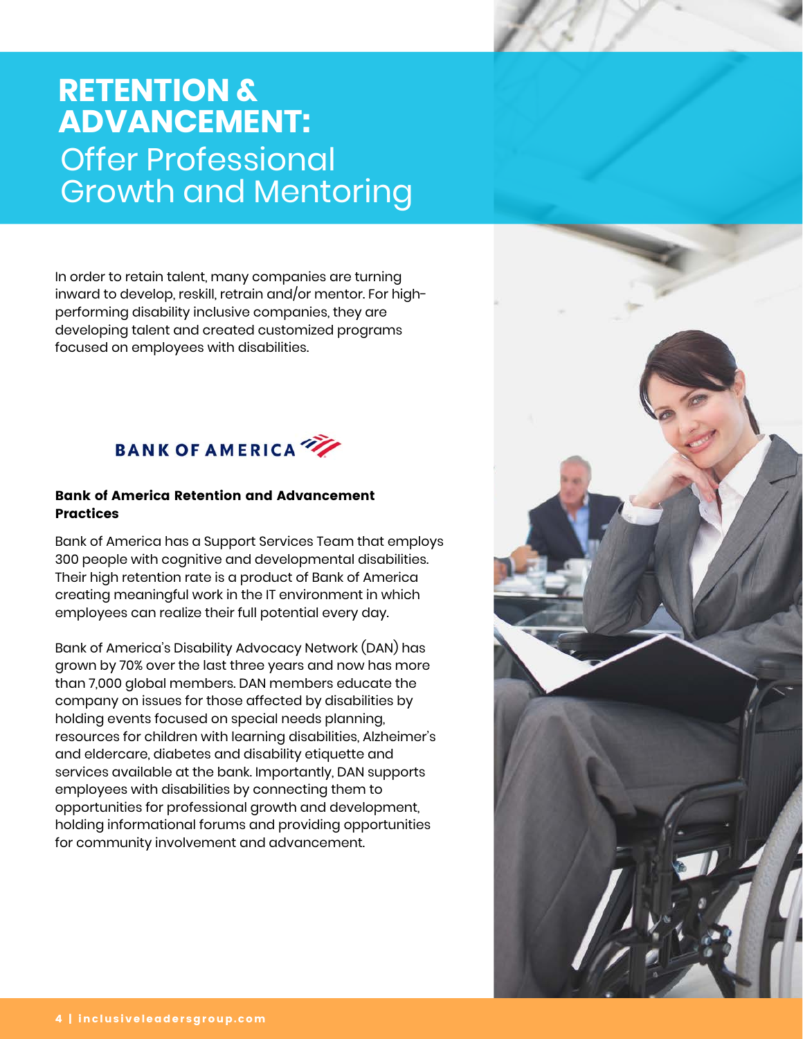# RETENTION & ADVANCEMENT: Offer Professional Growth and Mentoring

In order to retain talent, many companies are turning inward to develop, reskill, retrain and/or mentor. For high-performing disability inclusive companies, they are developing talent and created customized programs focused on employees with disabilities.

BANK OF AMERICA

### Bank of America Retention and Advancement Practices

Bank of America has a Support Services Team that employs 300 people with cognitive and developmental disabilities. Their high retention rate is a product of Bank of America creating meaningful work in the IT environment in which employees can realize their full potential every day.

Bank of America's Disability Advocacy Network (DAN) has grown by 70% over the last three years and now has more than 7,000 global members. DAN members educate the company on issues for those affected by disabilities by holding events focused on special needs planning, resources for children with learning disabilities, Alzheimer's and eldercare, diabetes and disability etiquette and services available at the bank. Importantly, DAN supports employees with disabilities by connecting them to opportunities for professional growth and development, holding informational forums and providing opportunities for community involvement and advancement.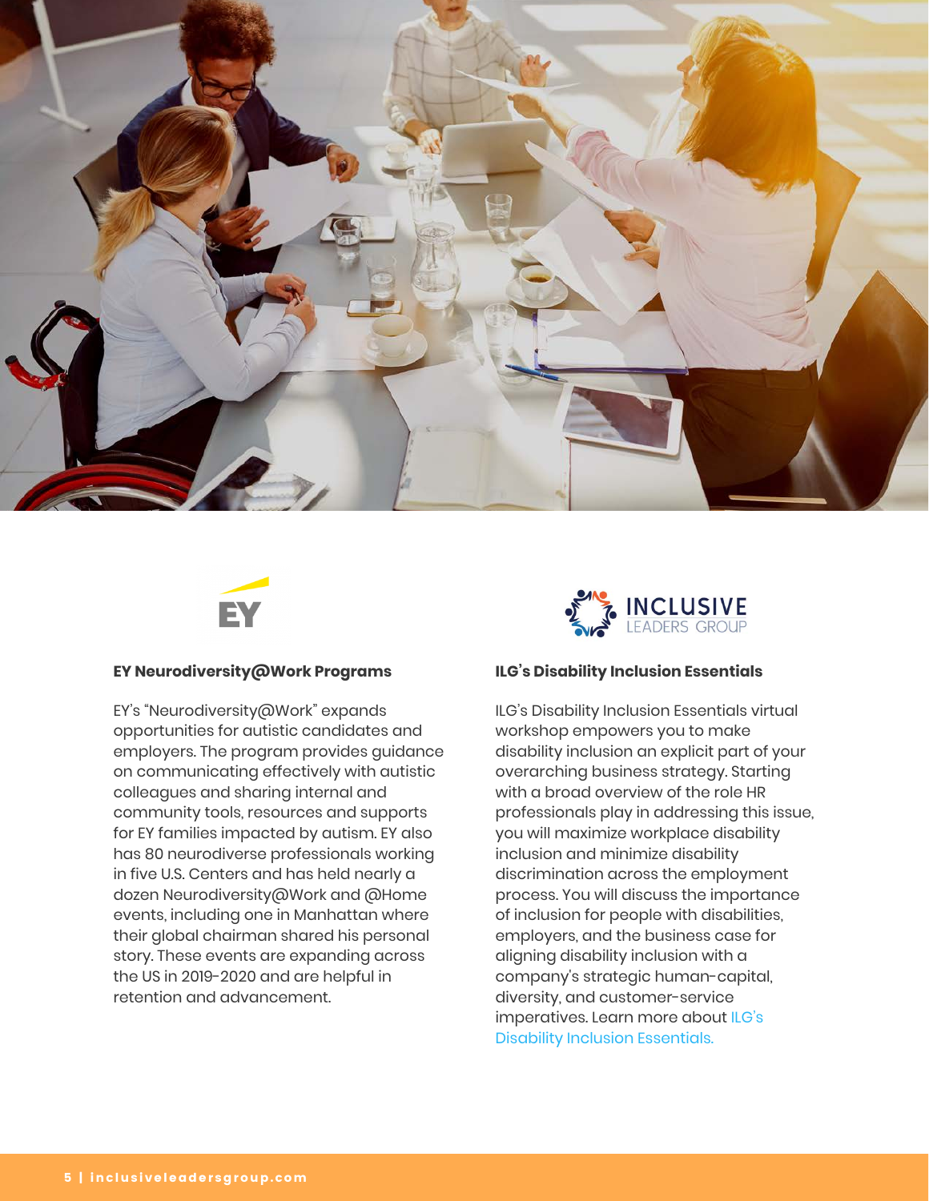### EY Neurodiversity@Work Programs

EY's "Neurodiversity@Work" expands opportunities for autistic candidates and employers. The program provides guidance on communicating effectively with autistic colleagues and sharing internal and community tools, resources and supports for EY families impacted by autism. EY also has 80 neurodiverse professionals working in five U.S. Centers and has held nearly a dozen Neurodiversity@Work and @Home events, including one in Manhattan where their global chairman shared his personal story. These events are expanding across the US in 2019-2020 and are helpful in retention and advancement.

### ILG's Disability Inclusion Essentials

ILG's Disability Inclusion Essentials virtual workshop empowers you to make disability inclusion an explicit part of your overarching business strategy. Starting with a broad overview of the role HR professionals play in addressing this issue, you will maximize workplace disability inclusion and minimize disability discrimination across the employment process. You will discuss the importance of inclusion for people with disabilities, employers, and the business case for aligning disability inclusion with a company's strategic human-capital, diversity, and customer-service imperatives. Learn more about ILG's Disability Inclusion Essentials.